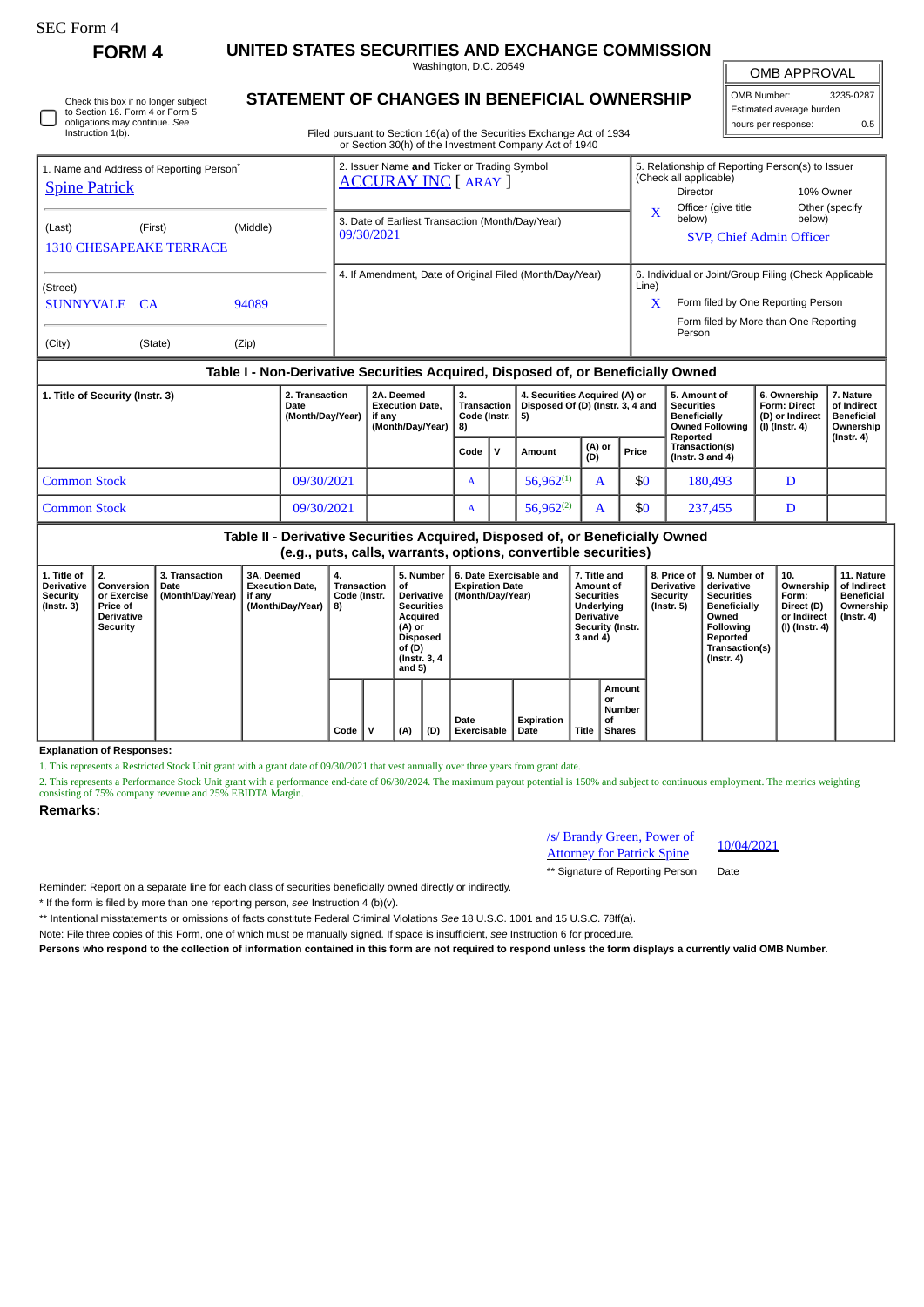SEC Form 4

# FORM 4

## UNITED STATES SECURITIES AND EXCHANGE COMMISSION

Washington, D.C. 20549

## STATEMENT OF CHANGES IN BENEFICIAL OWNERSHIP

Filed pursuant to Section 16(a) of the Securities Exchange Act of 1934 or Section 30(h) of the Investment Company Act of 1940

| OMB APPROVAL | |
|---|---|
| OMB Number: | 3235-0287 |
| Estimated average burden | |
| hours per response: | 0.5 |

☐ Check this box if no longer subject to Section 16. Form 4 or Form 5 obligations may continue. *See* Instruction 1(b).

1. Name and Address of Reporting Person*
Spine Patrick
(Last) (First) (Middle)
1310 CHESAPEAKE TERRACE
(Street)
SUNNYVALE CA 94089
(City) (State) (Zip)

2. Issuer Name **and** Ticker or Trading Symbol
ACCURAY INC [ ARAY ]

3. Date of Earliest Transaction (Month/Day/Year)
09/30/2021

4. If Amendment, Date of Original Filed (Month/Day/Year)

5. Relationship of Reporting Person(s) to Issuer (Check all applicable)
Director | 10% Owner
X Officer (give title below) | Other (specify below)
SVP, Chief Admin Officer

6. Individual or Joint/Group Filing (Check Applicable Line)
X Form filed by One Reporting Person
Form filed by More than One Reporting Person

### Table I - Non-Derivative Securities Acquired, Disposed of, or Beneficially Owned

| 1. Title of Security (Instr. 3) | 2. Transaction Date (Month/Day/Year) | 2A. Deemed Execution Date, if any (Month/Day/Year) | 3. Transaction Code (Instr. 8) | | 4. Securities Acquired (A) or Disposed Of (D) (Instr. 3, 4 and 5) | | | 5. Amount of Securities Beneficially Owned Following Reported Transaction(s) (Instr. 3 and 4) | 6. Ownership Form: Direct (D) or Indirect (I) (Instr. 4) | 7. Nature of Indirect Beneficial Ownership (Instr. 4) |
|---|---|---|---|---|---|---|---|---|---|---|
| | | | Code | V | Amount | (A) or (D) | Price | | | |
| Common Stock | 09/30/2021 | | A | | 56,962[(1)] | A | $0 | 180,493 | D | |
| Common Stock | 09/30/2021 | | A | | 56,962[(2)] | A | $0 | 237,455 | D | |

### Table II - Derivative Securities Acquired, Disposed of, or Beneficially Owned (e.g., puts, calls, warrants, options, convertible securities)

| 1. Title of Derivative Security (Instr. 3) | 2. Conversion or Exercise Price of Derivative Security | 3. Transaction Date (Month/Day/Year) | 3A. Deemed Execution Date, if any (Month/Day/Year) | 4. Transaction Code (Instr. 8) | | 5. Number of Derivative Securities Acquired (A) or Disposed of (D) (Instr. 3, 4 and 5) | | 6. Date Exercisable and Expiration Date (Month/Day/Year) | | 7. Title and Amount of Securities Underlying Derivative Security (Instr. 3 and 4) | | 8. Price of Derivative Security (Instr. 5) | 9. Number of derivative Securities Beneficially Owned Following Reported Transaction(s) (Instr. 4) | 10. Ownership Form: Direct (D) or Indirect (I) (Instr. 4) | 11. Nature of Indirect Beneficial Ownership (Instr. 4) |
|---|---|---|---|---|---|---|---|---|---|---|---|---|---|---|---|
| | | | | Code | V | (A) | (D) | Date Exercisable | Expiration Date | Title | Amount or Number of Shares | | | | |

**Explanation of Responses:**

1. This represents a Restricted Stock Unit grant with a grant date of 09/30/2021 that vest annually over three years from grant date.

2. This represents a Performance Stock Unit grant with a performance end-date of 06/30/2024. The maximum payout potential is 150% and subject to continuous employment. The metrics weighting consisting of 75% company revenue and 25% EBIDTA Margin.

**Remarks:**

/s/ Brandy Green, Power of Attorney for Patrick Spine — 10/04/2021

** Signature of Reporting Person — Date

Reminder: Report on a separate line for each class of securities beneficially owned directly or indirectly.

\* If the form is filed by more than one reporting person, *see* Instruction 4 (b)(v).

** Intentional misstatements or omissions of facts constitute Federal Criminal Violations *See* 18 U.S.C. 1001 and 15 U.S.C. 78ff(a).

Note: File three copies of this Form, one of which must be manually signed. If space is insufficient, *see* Instruction 6 for procedure.

**Persons who respond to the collection of information contained in this form are not required to respond unless the form displays a currently valid OMB Number.**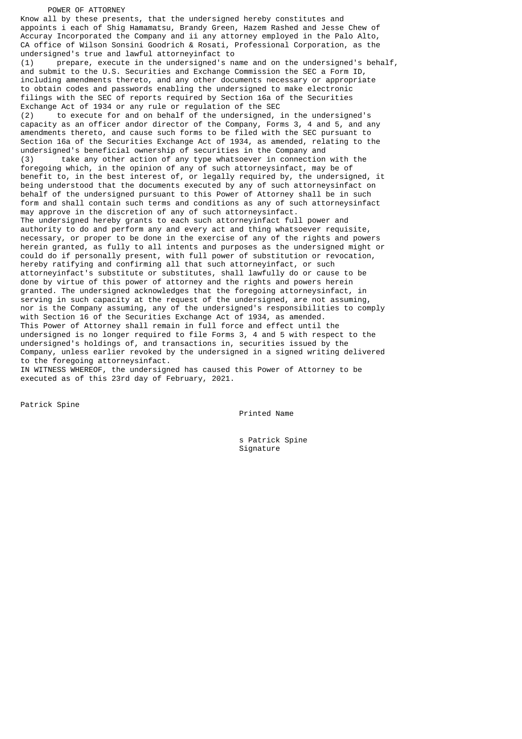# POWER OF ATTORNEY

Know all by these presents, that the undersigned hereby constitutes and appoints i each of Shig Hamamatsu, Brandy Green, Hazem Rashed and Jesse Chew of Accuray Incorporated the Company and ii any attorney employed in the Palo Alto, CA office of Wilson Sonsini Goodrich & Rosati, Professional Corporation, as the undersigned's true and lawful attorneyinfact to

(1) prepare, execute in the undersigned's name and on the undersigned's behalf, and submit to the U.S. Securities and Exchange Commission the SEC a Form ID, including amendments thereto, and any other documents necessary or appropriate to obtain codes and passwords enabling the undersigned to make electronic filings with the SEC of reports required by Section 16a of the Securities Exchange Act of 1934 or any rule or regulation of the SEC

(2) to execute for and on behalf of the undersigned, in the undersigned's capacity as an officer andor director of the Company, Forms 3, 4 and 5, and any amendments thereto, and cause such forms to be filed with the SEC pursuant to Section 16a of the Securities Exchange Act of 1934, as amended, relating to the undersigned's beneficial ownership of securities in the Company and

(3) take any other action of any type whatsoever in connection with the foregoing which, in the opinion of any of such attorneysinfact, may be of benefit to, in the best interest of, or legally required by, the undersigned, it being understood that the documents executed by any of such attorneysinfact on behalf of the undersigned pursuant to this Power of Attorney shall be in such form and shall contain such terms and conditions as any of such attorneysinfact may approve in the discretion of any of such attorneysinfact.

The undersigned hereby grants to each such attorneyinfact full power and authority to do and perform any and every act and thing whatsoever requisite, necessary, or proper to be done in the exercise of any of the rights and powers herein granted, as fully to all intents and purposes as the undersigned might or could do if personally present, with full power of substitution or revocation, hereby ratifying and confirming all that such attorneyinfact, or such attorneyinfact's substitute or substitutes, shall lawfully do or cause to be done by virtue of this power of attorney and the rights and powers herein granted. The undersigned acknowledges that the foregoing attorneysinfact, in serving in such capacity at the request of the undersigned, are not assuming, nor is the Company assuming, any of the undersigned's responsibilities to comply with Section 16 of the Securities Exchange Act of 1934, as amended.

This Power of Attorney shall remain in full force and effect until the undersigned is no longer required to file Forms 3, 4 and 5 with respect to the undersigned's holdings of, and transactions in, securities issued by the Company, unless earlier revoked by the undersigned in a signed writing delivered to the foregoing attorneysinfact.

IN WITNESS WHEREOF, the undersigned has caused this Power of Attorney to be executed as of this 23rd day of February, 2021.

Patrick Spine

Printed Name

s Patrick Spine

Signature